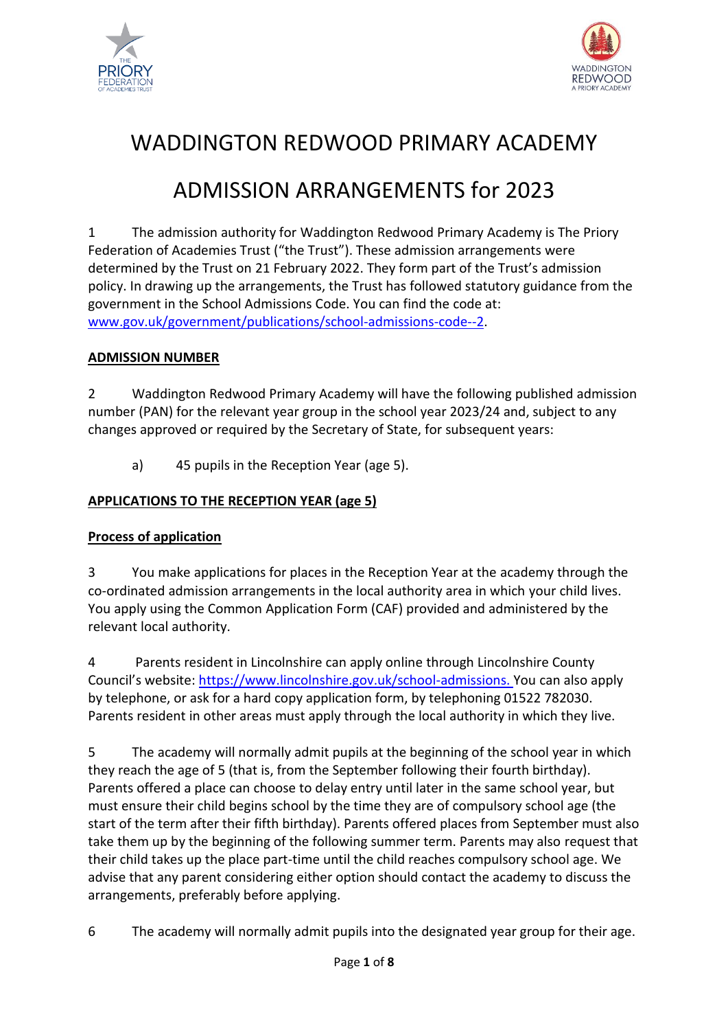# WADDINGTON REDWOOD PRIMARY ACADEMY

# ADMISSION ARRANGEMENTS for 2023

1 The admission authority for Waddington Redwood Primary Academy is The Priory Federation of Academies Trust ("the Trust"). These admission arrangements were determined by the Trust on 21 February 2022. They form part of the Trust's admission policy. In drawing up the arrangements, the Trust has followed statutory guidance from the government in the School Admissions Code. You can find the code at: [www.gov.uk/government/publications/school-admissions-code--2](www.gov.uk/government/publications/school-admissions-code--2).

**ADMISSION NUMBER**

2 Waddington Redwood Primary Academy will have the following published admission number (PAN) for the relevant year group in the school year 2023/24 and, subject to any changes approved or required by the Secretary of State, for subsequent years:

a) 45 pupils in the Reception Year (age 5).

**APPLICATIONS TO THE RECEPTION YEAR (age 5)**

**Process of application**

3 You make applications for places in the Reception Year at the academy through the co-ordinated admission arrangements in the local authority area in which your child lives. You apply using the Common Application Form (CAF) provided and administered by the relevant local authority.

4 Parents resident in Lincolnshire can apply online through Lincolnshire County Council's website: [https://www.lincolnshire.gov.uk/school-admissions.](https://www.lincolnshire.gov.uk/school-admissions) You can also apply by telephone, or ask for a hard copy application form, by telephoning 01522 782030. Parents resident in other areas must apply through the local authority in which they live.

5 The academy will normally admit pupils at the beginning of the school year in which they reach the age of 5 (that is, from the September following their fourth birthday). Parents offered a place can choose to delay entry until later in the same school year, but must ensure their child begins school by the time they are of compulsory school age (the start of the term after their fifth birthday). Parents offered places from September must also take them up by the beginning of the following summer term. Parents may also request that their child takes up the place part-time until the child reaches compulsory school age. We advise that any parent considering either option should contact the academy to discuss the arrangements, preferably before applying.

6 The academy will normally admit pupils into the designated year group for their age.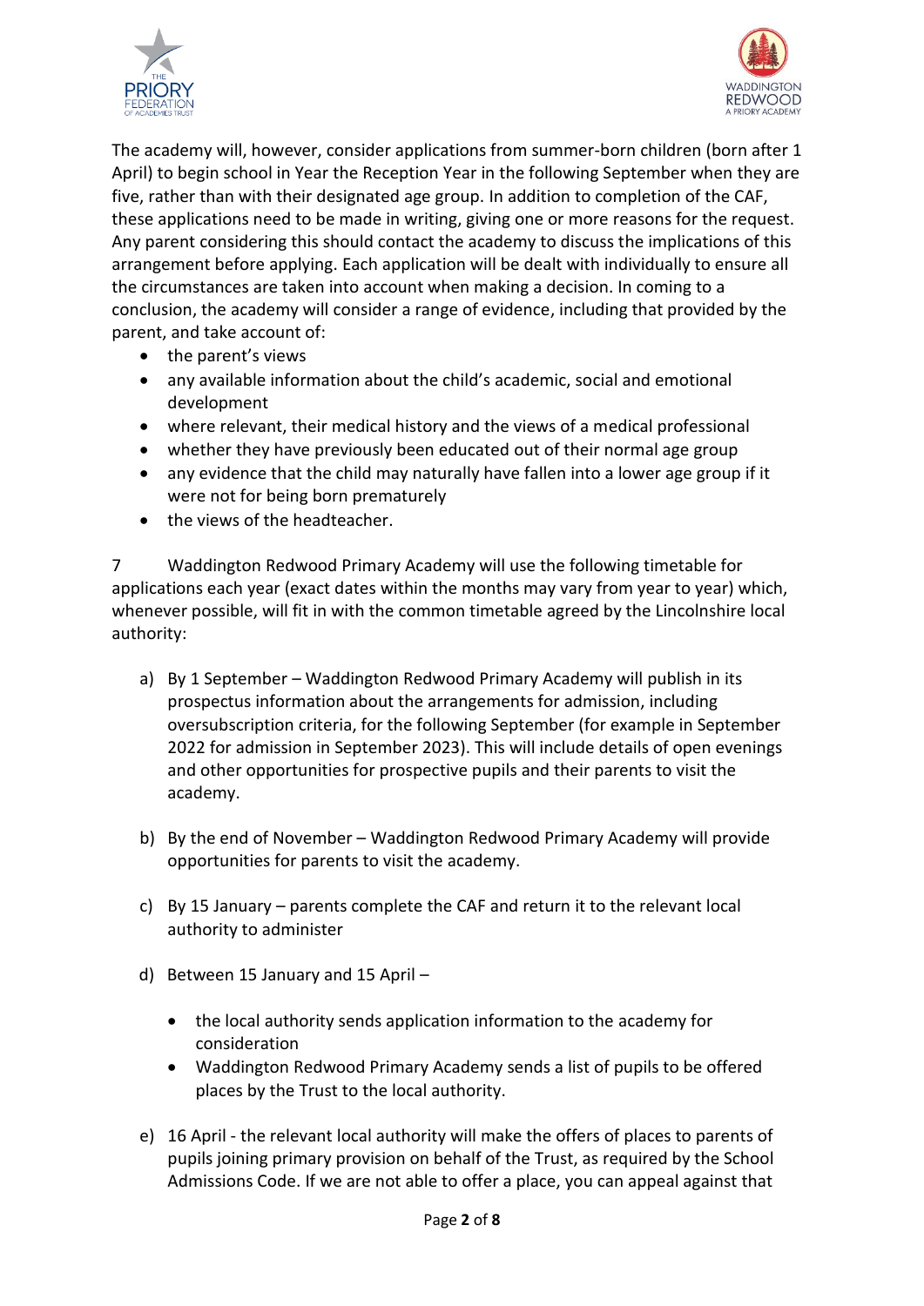The academy will, however, consider applications from summer-born children (born after 1 April) to begin school in Year the Reception Year in the following September when they are five, rather than with their designated age group. In addition to completion of the CAF, these applications need to be made in writing, giving one or more reasons for the request. Any parent considering this should contact the academy to discuss the implications of this arrangement before applying. Each application will be dealt with individually to ensure all the circumstances are taken into account when making a decision. In coming to a conclusion, the academy will consider a range of evidence, including that provided by the parent, and take account of:

- the parent's views
- any available information about the child's academic, social and emotional development
- where relevant, their medical history and the views of a medical professional
- whether they have previously been educated out of their normal age group
- any evidence that the child may naturally have fallen into a lower age group if it were not for being born prematurely
- the views of the headteacher.

7 Waddington Redwood Primary Academy will use the following timetable for applications each year (exact dates within the months may vary from year to year) which, whenever possible, will fit in with the common timetable agreed by the Lincolnshire local authority:

a) By 1 September – Waddington Redwood Primary Academy will publish in its prospectus information about the arrangements for admission, including oversubscription criteria, for the following September (for example in September 2022 for admission in September 2023). This will include details of open evenings and other opportunities for prospective pupils and their parents to visit the academy.

b) By the end of November – Waddington Redwood Primary Academy will provide opportunities for parents to visit the academy.

c) By 15 January – parents complete the CAF and return it to the relevant local authority to administer

d) Between 15 January and 15 April –

- the local authority sends application information to the academy for consideration
- Waddington Redwood Primary Academy sends a list of pupils to be offered places by the Trust to the local authority.

e) 16 April - the relevant local authority will make the offers of places to parents of pupils joining primary provision on behalf of the Trust, as required by the School Admissions Code. If we are not able to offer a place, you can appeal against that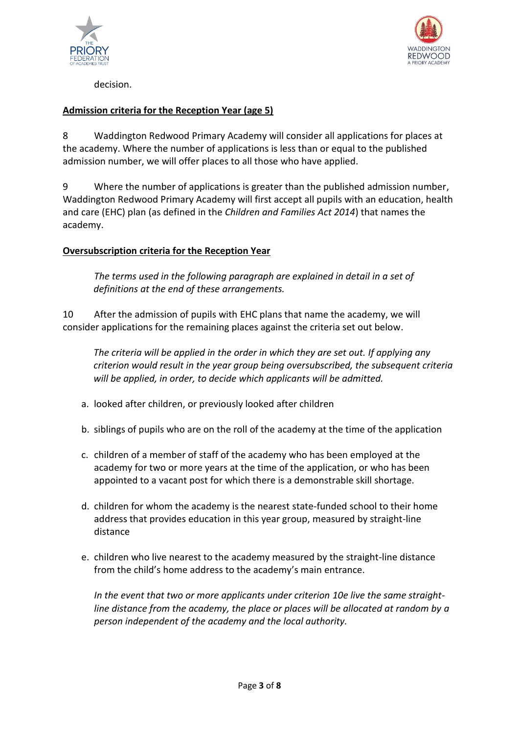decision.

**Admission criteria for the Reception Year (age 5)**

8 Waddington Redwood Primary Academy will consider all applications for places at the academy. Where the number of applications is less than or equal to the published admission number, we will offer places to all those who have applied.

9 Where the number of applications is greater than the published admission number, Waddington Redwood Primary Academy will first accept all pupils with an education, health and care (EHC) plan (as defined in the *Children and Families Act 2014*) that names the academy.

**Oversubscription criteria for the Reception Year**

*The terms used in the following paragraph are explained in detail in a set of definitions at the end of these arrangements.*

10 After the admission of pupils with EHC plans that name the academy, we will consider applications for the remaining places against the criteria set out below.

*The criteria will be applied in the order in which they are set out. If applying any criterion would result in the year group being oversubscribed, the subsequent criteria will be applied, in order, to decide which applicants will be admitted.*

a. looked after children, or previously looked after children

b. siblings of pupils who are on the roll of the academy at the time of the application

c. children of a member of staff of the academy who has been employed at the academy for two or more years at the time of the application, or who has been appointed to a vacant post for which there is a demonstrable skill shortage.

d. children for whom the academy is the nearest state-funded school to their home address that provides education in this year group, measured by straight-line distance

e. children who live nearest to the academy measured by the straight-line distance from the child's home address to the academy's main entrance.

*In the event that two or more applicants under criterion 10e live the same straight-line distance from the academy, the place or places will be allocated at random by a person independent of the academy and the local authority.*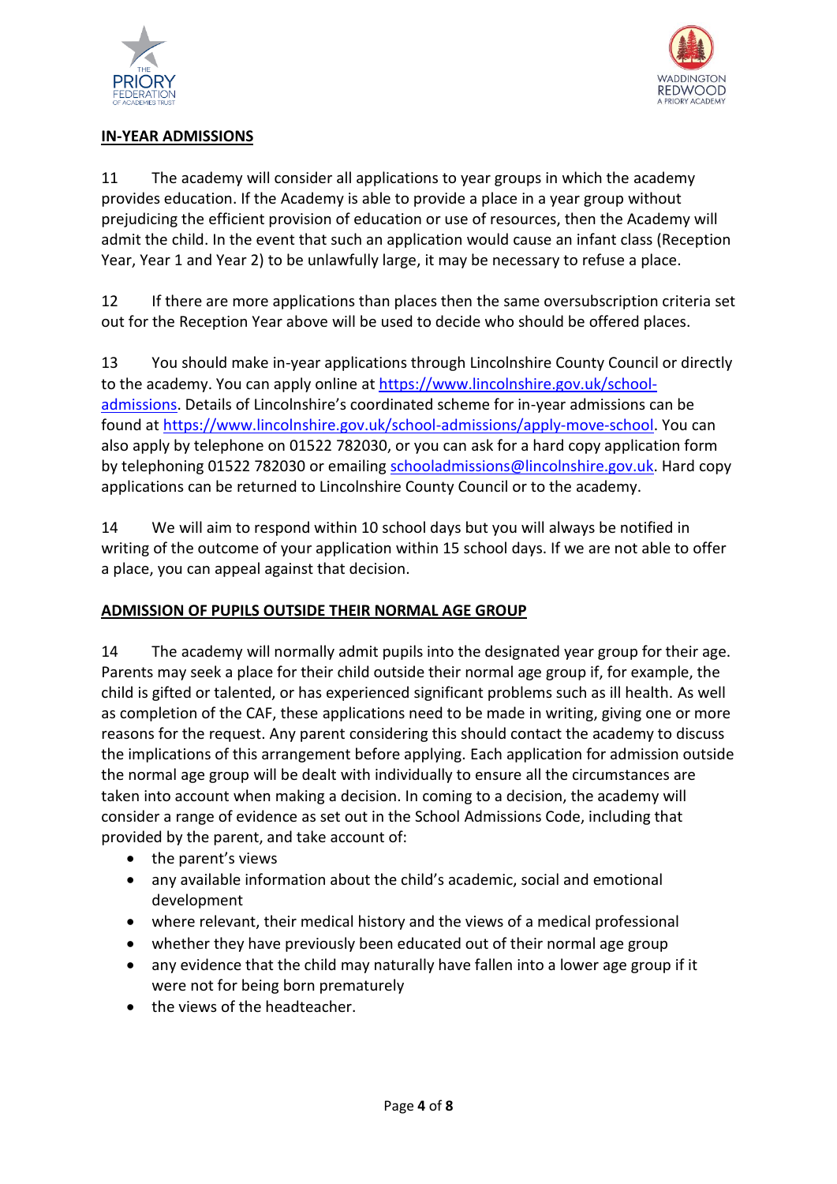**IN-YEAR ADMISSIONS**

11 The academy will consider all applications to year groups in which the academy provides education. If the Academy is able to provide a place in a year group without prejudicing the efficient provision of education or use of resources, then the Academy will admit the child. In the event that such an application would cause an infant class (Reception Year, Year 1 and Year 2) to be unlawfully large, it may be necessary to refuse a place.

12 If there are more applications than places then the same oversubscription criteria set out for the Reception Year above will be used to decide who should be offered places.

13 You should make in-year applications through Lincolnshire County Council or directly to the academy. You can apply online at https://www.lincolnshire.gov.uk/school-admissions. Details of Lincolnshire's coordinated scheme for in-year admissions can be found at https://www.lincolnshire.gov.uk/school-admissions/apply-move-school. You can also apply by telephone on 01522 782030, or you can ask for a hard copy application form by telephoning 01522 782030 or emailing schooladmissions@lincolnshire.gov.uk. Hard copy applications can be returned to Lincolnshire County Council or to the academy.

14 We will aim to respond within 10 school days but you will always be notified in writing of the outcome of your application within 15 school days. If we are not able to offer a place, you can appeal against that decision.

**ADMISSION OF PUPILS OUTSIDE THEIR NORMAL AGE GROUP**

14 The academy will normally admit pupils into the designated year group for their age. Parents may seek a place for their child outside their normal age group if, for example, the child is gifted or talented, or has experienced significant problems such as ill health. As well as completion of the CAF, these applications need to be made in writing, giving one or more reasons for the request. Any parent considering this should contact the academy to discuss the implications of this arrangement before applying. Each application for admission outside the normal age group will be dealt with individually to ensure all the circumstances are taken into account when making a decision. In coming to a decision, the academy will consider a range of evidence as set out in the School Admissions Code, including that provided by the parent, and take account of:

- the parent's views
- any available information about the child's academic, social and emotional development
- where relevant, their medical history and the views of a medical professional
- whether they have previously been educated out of their normal age group
- any evidence that the child may naturally have fallen into a lower age group if it were not for being born prematurely
- the views of the headteacher.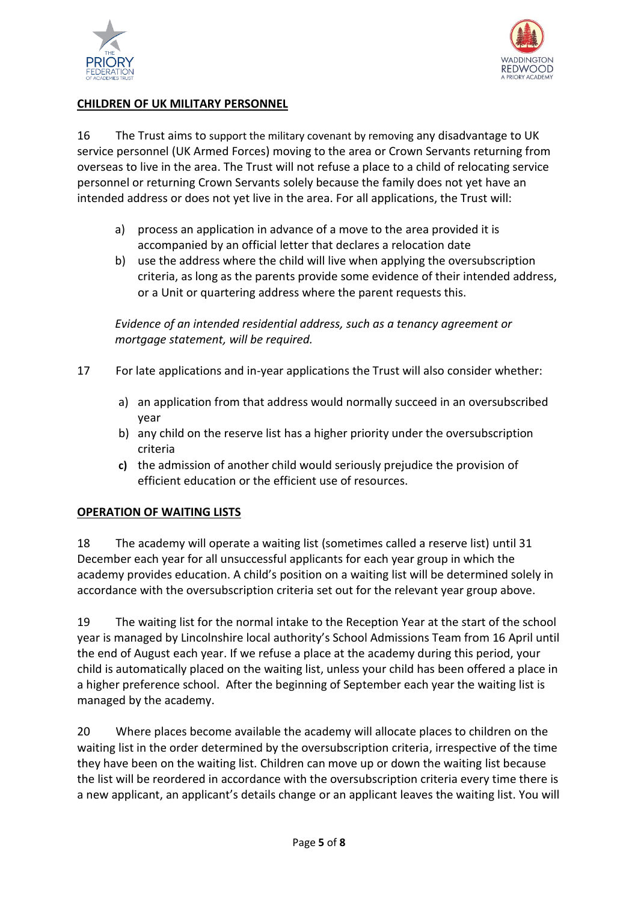**CHILDREN OF UK MILITARY PERSONNEL**

16 The Trust aims to support the military covenant by removing any disadvantage to UK service personnel (UK Armed Forces) moving to the area or Crown Servants returning from overseas to live in the area. The Trust will not refuse a place to a child of relocating service personnel or returning Crown Servants solely because the family does not yet have an intended address or does not yet live in the area. For all applications, the Trust will:

a) process an application in advance of a move to the area provided it is accompanied by an official letter that declares a relocation date
b) use the address where the child will live when applying the oversubscription criteria, as long as the parents provide some evidence of their intended address, or a Unit or quartering address where the parent requests this.

*Evidence of an intended residential address, such as a tenancy agreement or mortgage statement, will be required.*

17 For late applications and in-year applications the Trust will also consider whether:

a) an application from that address would normally succeed in an oversubscribed year
b) any child on the reserve list has a higher priority under the oversubscription criteria
c) the admission of another child would seriously prejudice the provision of efficient education or the efficient use of resources.

**OPERATION OF WAITING LISTS**

18 The academy will operate a waiting list (sometimes called a reserve list) until 31 December each year for all unsuccessful applicants for each year group in which the academy provides education. A child's position on a waiting list will be determined solely in accordance with the oversubscription criteria set out for the relevant year group above.

19 The waiting list for the normal intake to the Reception Year at the start of the school year is managed by Lincolnshire local authority's School Admissions Team from 16 April until the end of August each year. If we refuse a place at the academy during this period, your child is automatically placed on the waiting list, unless your child has been offered a place in a higher preference school. After the beginning of September each year the waiting list is managed by the academy.

20 Where places become available the academy will allocate places to children on the waiting list in the order determined by the oversubscription criteria, irrespective of the time they have been on the waiting list. Children can move up or down the waiting list because the list will be reordered in accordance with the oversubscription criteria every time there is a new applicant, an applicant's details change or an applicant leaves the waiting list. You will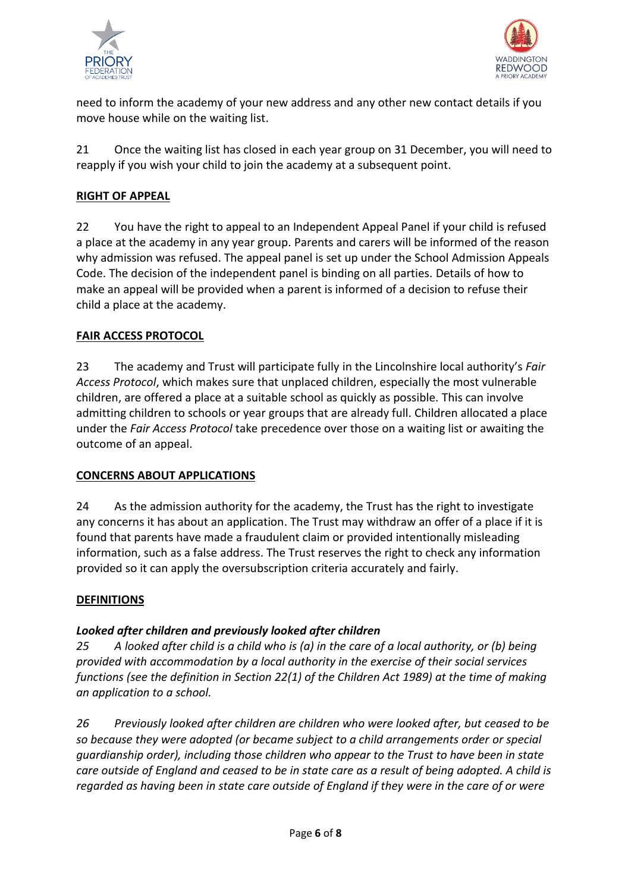need to inform the academy of your new address and any other new contact details if you move house while on the waiting list.

21 Once the waiting list has closed in each year group on 31 December, you will need to reapply if you wish your child to join the academy at a subsequent point.

## RIGHT OF APPEAL

22 You have the right to appeal to an Independent Appeal Panel if your child is refused a place at the academy in any year group. Parents and carers will be informed of the reason why admission was refused. The appeal panel is set up under the School Admission Appeals Code. The decision of the independent panel is binding on all parties. Details of how to make an appeal will be provided when a parent is informed of a decision to refuse their child a place at the academy.

## FAIR ACCESS PROTOCOL

23 The academy and Trust will participate fully in the Lincolnshire local authority's *Fair Access Protocol*, which makes sure that unplaced children, especially the most vulnerable children, are offered a place at a suitable school as quickly as possible. This can involve admitting children to schools or year groups that are already full. Children allocated a place under the *Fair Access Protocol* take precedence over those on a waiting list or awaiting the outcome of an appeal.

## CONCERNS ABOUT APPLICATIONS

24 As the admission authority for the academy, the Trust has the right to investigate any concerns it has about an application. The Trust may withdraw an offer of a place if it is found that parents have made a fraudulent claim or provided intentionally misleading information, such as a false address. The Trust reserves the right to check any information provided so it can apply the oversubscription criteria accurately and fairly.

## DEFINITIONS

### *Looked after children and previously looked after children*

*25 A looked after child is a child who is (a) in the care of a local authority, or (b) being provided with accommodation by a local authority in the exercise of their social services functions (see the definition in Section 22(1) of the Children Act 1989) at the time of making an application to a school.*

*26 Previously looked after children are children who were looked after, but ceased to be so because they were adopted (or became subject to a child arrangements order or special guardianship order), including those children who appear to the Trust to have been in state care outside of England and ceased to be in state care as a result of being adopted. A child is regarded as having been in state care outside of England if they were in the care of or were*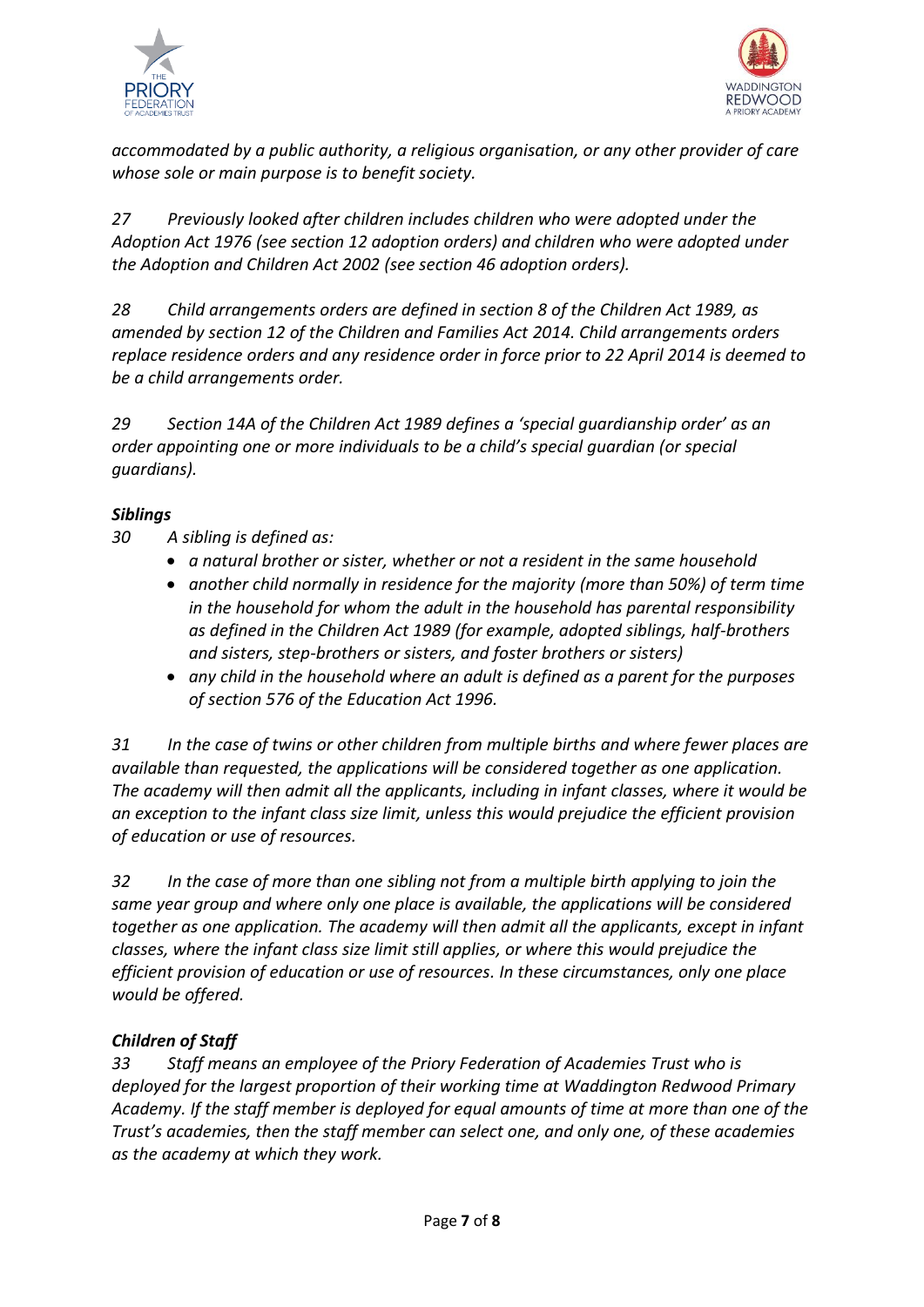*accommodated by a public authority, a religious organisation, or any other provider of care whose sole or main purpose is to benefit society.*

*27 Previously looked after children includes children who were adopted under the Adoption Act 1976 (see section 12 adoption orders) and children who were adopted under the Adoption and Children Act 2002 (see section 46 adoption orders).*

*28 Child arrangements orders are defined in section 8 of the Children Act 1989, as amended by section 12 of the Children and Families Act 2014. Child arrangements orders replace residence orders and any residence order in force prior to 22 April 2014 is deemed to be a child arrangements order.*

*29 Section 14A of the Children Act 1989 defines a 'special guardianship order' as an order appointing one or more individuals to be a child's special guardian (or special guardians).*

***Siblings***

*30 A sibling is defined as:*

- *a natural brother or sister, whether or not a resident in the same household*
- *another child normally in residence for the majority (more than 50%) of term time in the household for whom the adult in the household has parental responsibility as defined in the Children Act 1989 (for example, adopted siblings, half-brothers and sisters, step-brothers or sisters, and foster brothers or sisters)*
- *any child in the household where an adult is defined as a parent for the purposes of section 576 of the Education Act 1996.*

*31 In the case of twins or other children from multiple births and where fewer places are available than requested, the applications will be considered together as one application. The academy will then admit all the applicants, including in infant classes, where it would be an exception to the infant class size limit, unless this would prejudice the efficient provision of education or use of resources.*

*32 In the case of more than one sibling not from a multiple birth applying to join the same year group and where only one place is available, the applications will be considered together as one application. The academy will then admit all the applicants, except in infant classes, where the infant class size limit still applies, or where this would prejudice the efficient provision of education or use of resources. In these circumstances, only one place would be offered.*

***Children of Staff***

*33 Staff means an employee of the Priory Federation of Academies Trust who is deployed for the largest proportion of their working time at Waddington Redwood Primary Academy. If the staff member is deployed for equal amounts of time at more than one of the Trust's academies, then the staff member can select one, and only one, of these academies as the academy at which they work.*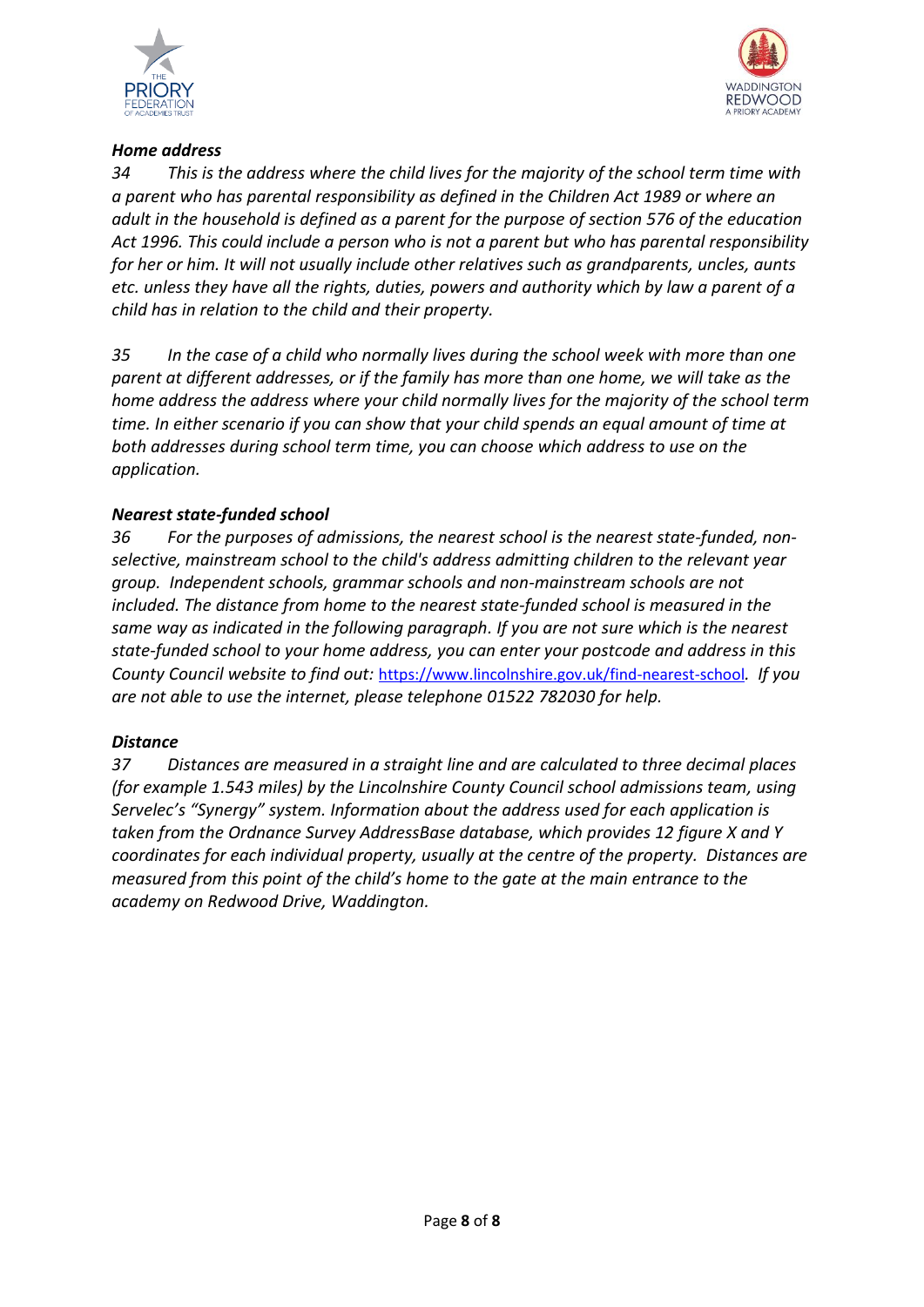***Home address***

*34 This is the address where the child lives for the majority of the school term time with a parent who has parental responsibility as defined in the Children Act 1989 or where an adult in the household is defined as a parent for the purpose of section 576 of the education Act 1996. This could include a person who is not a parent but who has parental responsibility for her or him. It will not usually include other relatives such as grandparents, uncles, aunts etc. unless they have all the rights, duties, powers and authority which by law a parent of a child has in relation to the child and their property.*

*35 In the case of a child who normally lives during the school week with more than one parent at different addresses, or if the family has more than one home, we will take as the home address the address where your child normally lives for the majority of the school term time. In either scenario if you can show that your child spends an equal amount of time at both addresses during school term time, you can choose which address to use on the application.*

***Nearest state-funded school***

*36 For the purposes of admissions, the nearest school is the nearest state-funded, non-selective, mainstream school to the child's address admitting children to the relevant year group. Independent schools, grammar schools and non-mainstream schools are not included. The distance from home to the nearest state-funded school is measured in the same way as indicated in the following paragraph. If you are not sure which is the nearest state-funded school to your home address, you can enter your postcode and address in this County Council website to find out:* https://www.lincolnshire.gov.uk/find-nearest-school*. If you are not able to use the internet, please telephone 01522 782030 for help.*

***Distance***

*37 Distances are measured in a straight line and are calculated to three decimal places (for example 1.543 miles) by the Lincolnshire County Council school admissions team, using Servelec's "Synergy" system. Information about the address used for each application is taken from the Ordnance Survey AddressBase database, which provides 12 figure X and Y coordinates for each individual property, usually at the centre of the property. Distances are measured from this point of the child's home to the gate at the main entrance to the academy on Redwood Drive, Waddington.*